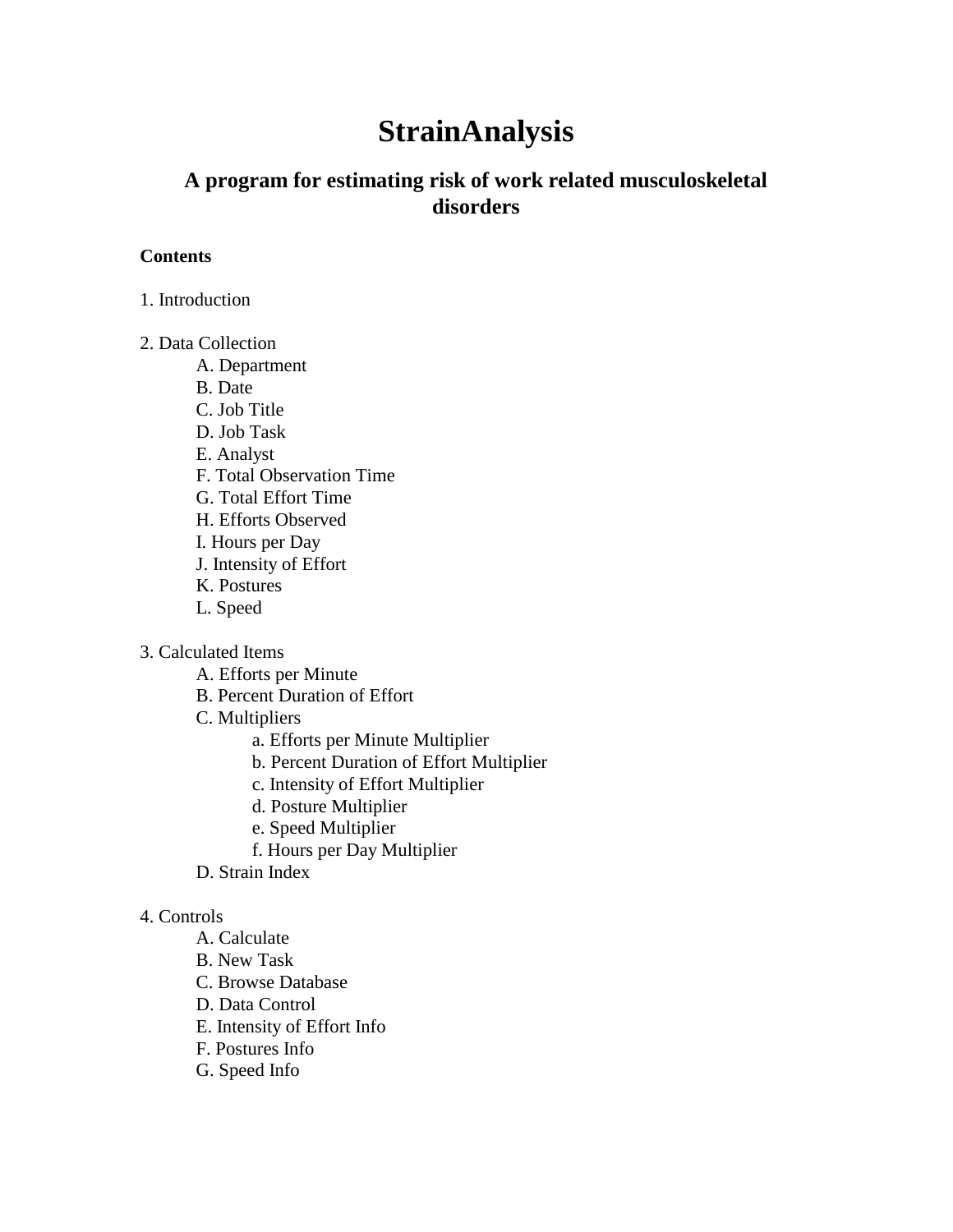# StrainAnalysis

## A program for estimating risk of work related musculoskeletal disorders

**Contents**

1. Introduction

2. Data Collection
   - A. Department
   - B. Date
   - C. Job Title
   - D. Job Task
   - E. Analyst
   - F. Total Observation Time
   - G. Total Effort Time
   - H. Efforts Observed
   - I. Hours per Day
   - J. Intensity of Effort
   - K. Postures
   - L. Speed

3. Calculated Items
   - A. Efforts per Minute
   - B. Percent Duration of Effort
   - C. Multipliers
     - a. Efforts per Minute Multiplier
     - b. Percent Duration of Effort Multiplier
     - c. Intensity of Effort Multiplier
     - d. Posture Multiplier
     - e. Speed Multiplier
     - f. Hours per Day Multiplier
   - D. Strain Index

4. Controls
   - A. Calculate
   - B. New Task
   - C. Browse Database
   - D. Data Control
   - E. Intensity of Effort Info
   - F. Postures Info
   - G. Speed Info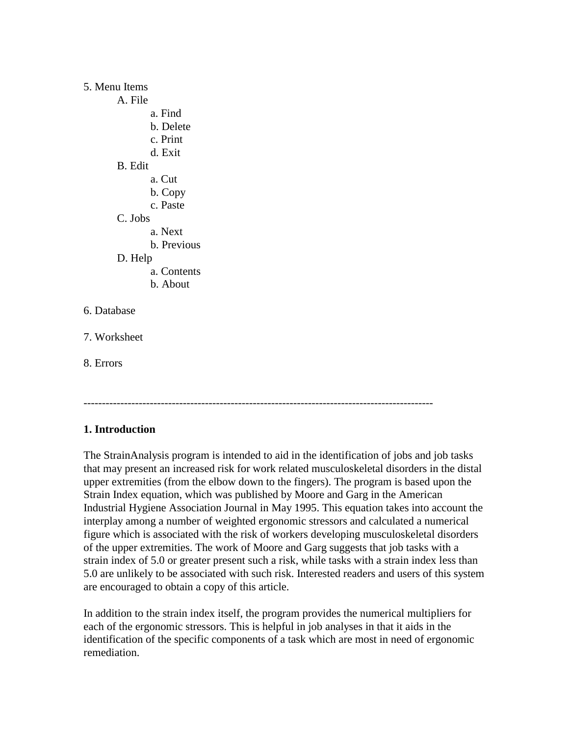5. Menu Items
    - A. File
        - a. Find
        - b. Delete
        - c. Print
        - d. Exit
    - B. Edit
        - a. Cut
        - b. Copy
        - c. Paste
    - C. Jobs
        - a. Next
        - b. Previous
    - D. Help
        - a. Contents
        - b. About

6. Database

7. Worksheet

8. Errors

---

**1. Introduction**

The StrainAnalysis program is intended to aid in the identification of jobs and job tasks that may present an increased risk for work related musculoskeletal disorders in the distal upper extremities (from the elbow down to the fingers). The program is based upon the Strain Index equation, which was published by Moore and Garg in the American Industrial Hygiene Association Journal in May 1995. This equation takes into account the interplay among a number of weighted ergonomic stressors and calculated a numerical figure which is associated with the risk of workers developing musculoskeletal disorders of the upper extremities. The work of Moore and Garg suggests that job tasks with a strain index of 5.0 or greater present such a risk, while tasks with a strain index less than 5.0 are unlikely to be associated with such risk. Interested readers and users of this system are encouraged to obtain a copy of this article.

In addition to the strain index itself, the program provides the numerical multipliers for each of the ergonomic stressors. This is helpful in job analyses in that it aids in the identification of the specific components of a task which are most in need of ergonomic remediation.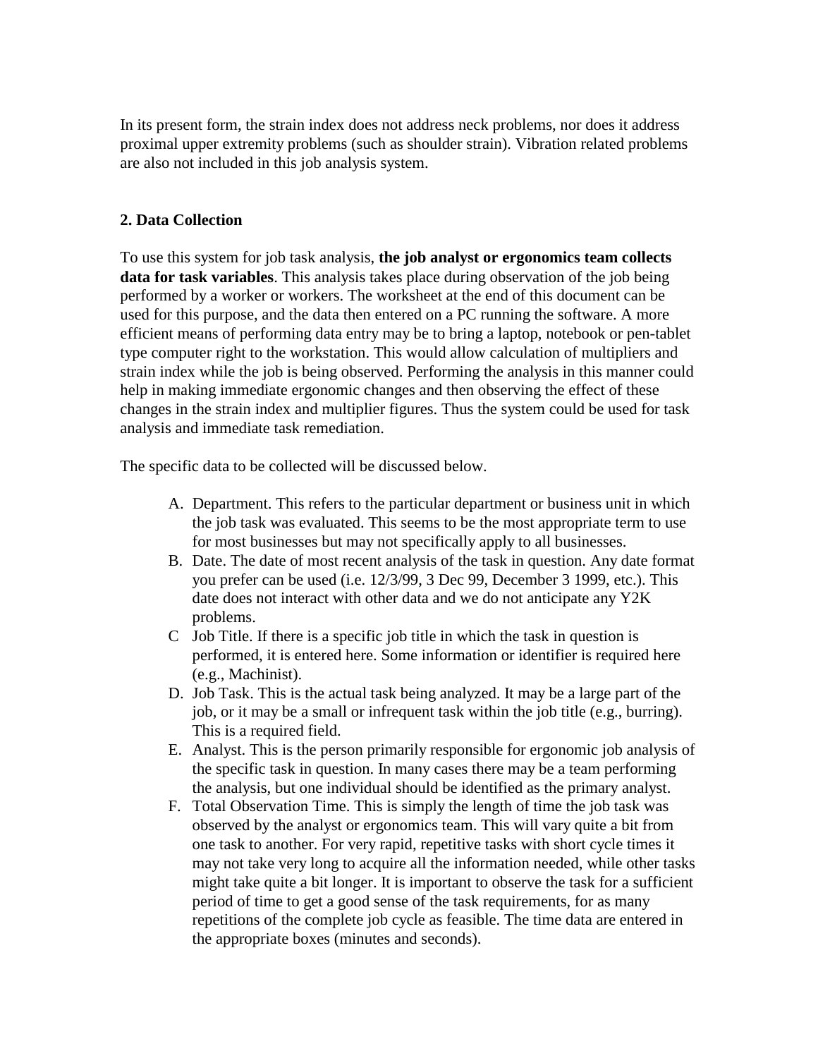In its present form, the strain index does not address neck problems, nor does it address proximal upper extremity problems (such as shoulder strain). Vibration related problems are also not included in this job analysis system.

## 2. Data Collection

To use this system for job task analysis, **the job analyst or ergonomics team collects data for task variables**. This analysis takes place during observation of the job being performed by a worker or workers. The worksheet at the end of this document can be used for this purpose, and the data then entered on a PC running the software. A more efficient means of performing data entry may be to bring a laptop, notebook or pen-tablet type computer right to the workstation. This would allow calculation of multipliers and strain index while the job is being observed. Performing the analysis in this manner could help in making immediate ergonomic changes and then observing the effect of these changes in the strain index and multiplier figures. Thus the system could be used for task analysis and immediate task remediation.

The specific data to be collected will be discussed below.

A. Department. This refers to the particular department or business unit in which the job task was evaluated. This seems to be the most appropriate term to use for most businesses but may not specifically apply to all businesses.

B. Date. The date of most recent analysis of the task in question. Any date format you prefer can be used (i.e. 12/3/99, 3 Dec 99, December 3 1999, etc.). This date does not interact with other data and we do not anticipate any Y2K problems.

C Job Title. If there is a specific job title in which the task in question is performed, it is entered here. Some information or identifier is required here (e.g., Machinist).

D. Job Task. This is the actual task being analyzed. It may be a large part of the job, or it may be a small or infrequent task within the job title (e.g., burring). This is a required field.

E. Analyst. This is the person primarily responsible for ergonomic job analysis of the specific task in question. In many cases there may be a team performing the analysis, but one individual should be identified as the primary analyst.

F. Total Observation Time. This is simply the length of time the job task was observed by the analyst or ergonomics team. This will vary quite a bit from one task to another. For very rapid, repetitive tasks with short cycle times it may not take very long to acquire all the information needed, while other tasks might take quite a bit longer. It is important to observe the task for a sufficient period of time to get a good sense of the task requirements, for as many repetitions of the complete job cycle as feasible. The time data are entered in the appropriate boxes (minutes and seconds).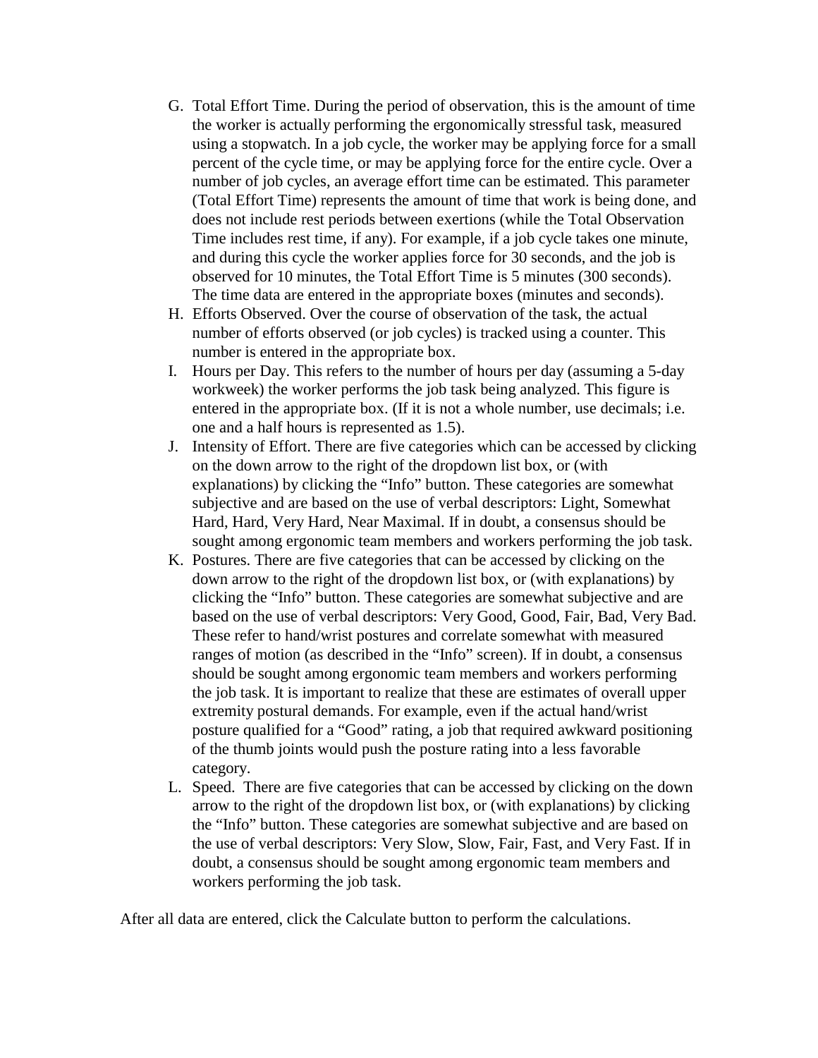G. Total Effort Time. During the period of observation, this is the amount of time the worker is actually performing the ergonomically stressful task, measured using a stopwatch. In a job cycle, the worker may be applying force for a small percent of the cycle time, or may be applying force for the entire cycle. Over a number of job cycles, an average effort time can be estimated. This parameter (Total Effort Time) represents the amount of time that work is being done, and does not include rest periods between exertions (while the Total Observation Time includes rest time, if any). For example, if a job cycle takes one minute, and during this cycle the worker applies force for 30 seconds, and the job is observed for 10 minutes, the Total Effort Time is 5 minutes (300 seconds). The time data are entered in the appropriate boxes (minutes and seconds).

H. Efforts Observed. Over the course of observation of the task, the actual number of efforts observed (or job cycles) is tracked using a counter. This number is entered in the appropriate box.

I. Hours per Day. This refers to the number of hours per day (assuming a 5-day workweek) the worker performs the job task being analyzed. This figure is entered in the appropriate box. (If it is not a whole number, use decimals; i.e. one and a half hours is represented as 1.5).

J. Intensity of Effort. There are five categories which can be accessed by clicking on the down arrow to the right of the dropdown list box, or (with explanations) by clicking the "Info" button. These categories are somewhat subjective and are based on the use of verbal descriptors: Light, Somewhat Hard, Hard, Very Hard, Near Maximal. If in doubt, a consensus should be sought among ergonomic team members and workers performing the job task.

K. Postures. There are five categories that can be accessed by clicking on the down arrow to the right of the dropdown list box, or (with explanations) by clicking the "Info" button. These categories are somewhat subjective and are based on the use of verbal descriptors: Very Good, Good, Fair, Bad, Very Bad. These refer to hand/wrist postures and correlate somewhat with measured ranges of motion (as described in the "Info" screen). If in doubt, a consensus should be sought among ergonomic team members and workers performing the job task. It is important to realize that these are estimates of overall upper extremity postural demands. For example, even if the actual hand/wrist posture qualified for a "Good" rating, a job that required awkward positioning of the thumb joints would push the posture rating into a less favorable category.

L. Speed. There are five categories that can be accessed by clicking on the down arrow to the right of the dropdown list box, or (with explanations) by clicking the "Info" button. These categories are somewhat subjective and are based on the use of verbal descriptors: Very Slow, Slow, Fair, Fast, and Very Fast. If in doubt, a consensus should be sought among ergonomic team members and workers performing the job task.

After all data are entered, click the Calculate button to perform the calculations.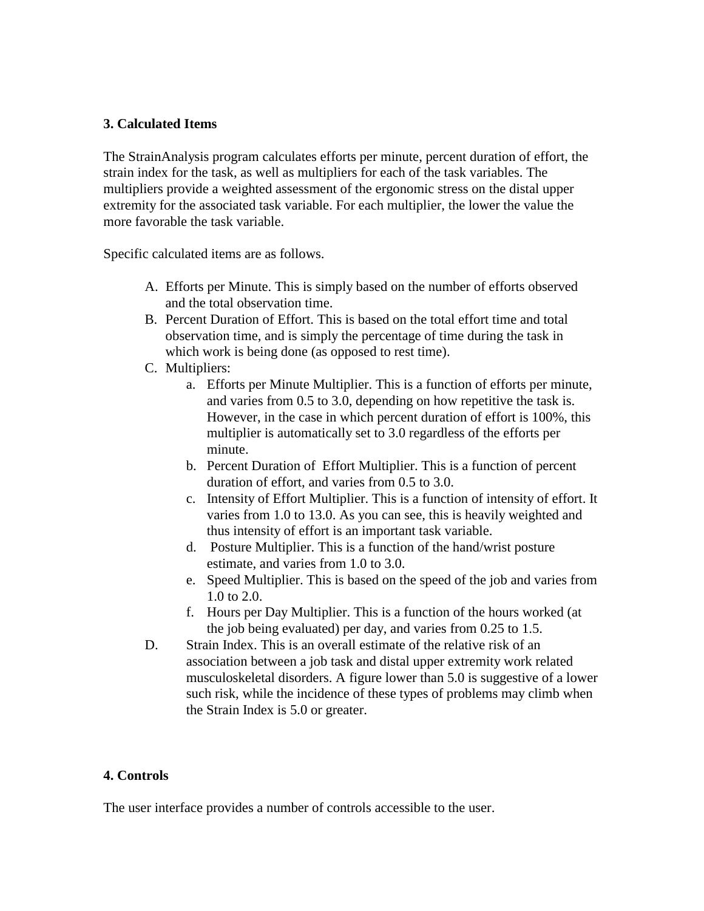## 3. Calculated Items

The StrainAnalysis program calculates efforts per minute, percent duration of effort, the strain index for the task, as well as multipliers for each of the task variables. The multipliers provide a weighted assessment of the ergonomic stress on the distal upper extremity for the associated task variable. For each multiplier, the lower the value the more favorable the task variable.

Specific calculated items are as follows.

A. Efforts per Minute. This is simply based on the number of efforts observed and the total observation time.
B. Percent Duration of Effort. This is based on the total effort time and total observation time, and is simply the percentage of time during the task in which work is being done (as opposed to rest time).
C. Multipliers:
   a. Efforts per Minute Multiplier. This is a function of efforts per minute, and varies from 0.5 to 3.0, depending on how repetitive the task is. However, in the case in which percent duration of effort is 100%, this multiplier is automatically set to 3.0 regardless of the efforts per minute.
   b. Percent Duration of Effort Multiplier. This is a function of percent duration of effort, and varies from 0.5 to 3.0.
   c. Intensity of Effort Multiplier. This is a function of intensity of effort. It varies from 1.0 to 13.0. As you can see, this is heavily weighted and thus intensity of effort is an important task variable.
   d. Posture Multiplier. This is a function of the hand/wrist posture estimate, and varies from 1.0 to 3.0.
   e. Speed Multiplier. This is based on the speed of the job and varies from 1.0 to 2.0.
   f. Hours per Day Multiplier. This is a function of the hours worked (at the job being evaluated) per day, and varies from 0.25 to 1.5.
D. Strain Index. This is an overall estimate of the relative risk of an association between a job task and distal upper extremity work related musculoskeletal disorders. A figure lower than 5.0 is suggestive of a lower such risk, while the incidence of these types of problems may climb when the Strain Index is 5.0 or greater.

## 4. Controls

The user interface provides a number of controls accessible to the user.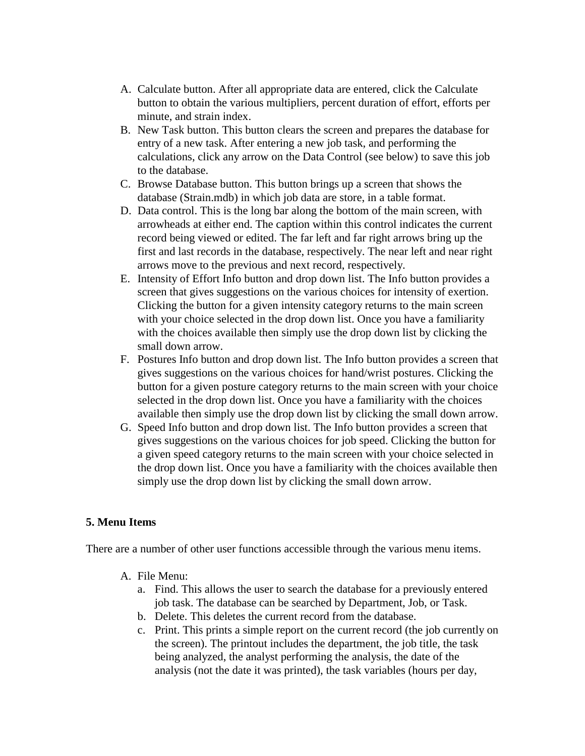A. Calculate button. After all appropriate data are entered, click the Calculate button to obtain the various multipliers, percent duration of effort, efforts per minute, and strain index.
B. New Task button. This button clears the screen and prepares the database for entry of a new task. After entering a new job task, and performing the calculations, click any arrow on the Data Control (see below) to save this job to the database.
C. Browse Database button. This button brings up a screen that shows the database (Strain.mdb) in which job data are store, in a table format.
D. Data control. This is the long bar along the bottom of the main screen, with arrowheads at either end. The caption within this control indicates the current record being viewed or edited. The far left and far right arrows bring up the first and last records in the database, respectively. The near left and near right arrows move to the previous and next record, respectively.
E. Intensity of Effort Info button and drop down list. The Info button provides a screen that gives suggestions on the various choices for intensity of exertion. Clicking the button for a given intensity category returns to the main screen with your choice selected in the drop down list. Once you have a familiarity with the choices available then simply use the drop down list by clicking the small down arrow.
F. Postures Info button and drop down list. The Info button provides a screen that gives suggestions on the various choices for hand/wrist postures. Clicking the button for a given posture category returns to the main screen with your choice selected in the drop down list. Once you have a familiarity with the choices available then simply use the drop down list by clicking the small down arrow.
G. Speed Info button and drop down list. The Info button provides a screen that gives suggestions on the various choices for job speed. Clicking the button for a given speed category returns to the main screen with your choice selected in the drop down list. Once you have a familiarity with the choices available then simply use the drop down list by clicking the small down arrow.

**5. Menu Items**

There are a number of other user functions accessible through the various menu items.

A. File Menu:
   a. Find. This allows the user to search the database for a previously entered job task. The database can be searched by Department, Job, or Task.
   b. Delete. This deletes the current record from the database.
   c. Print. This prints a simple report on the current record (the job currently on the screen). The printout includes the department, the job title, the task being analyzed, the analyst performing the analysis, the date of the analysis (not the date it was printed), the task variables (hours per day,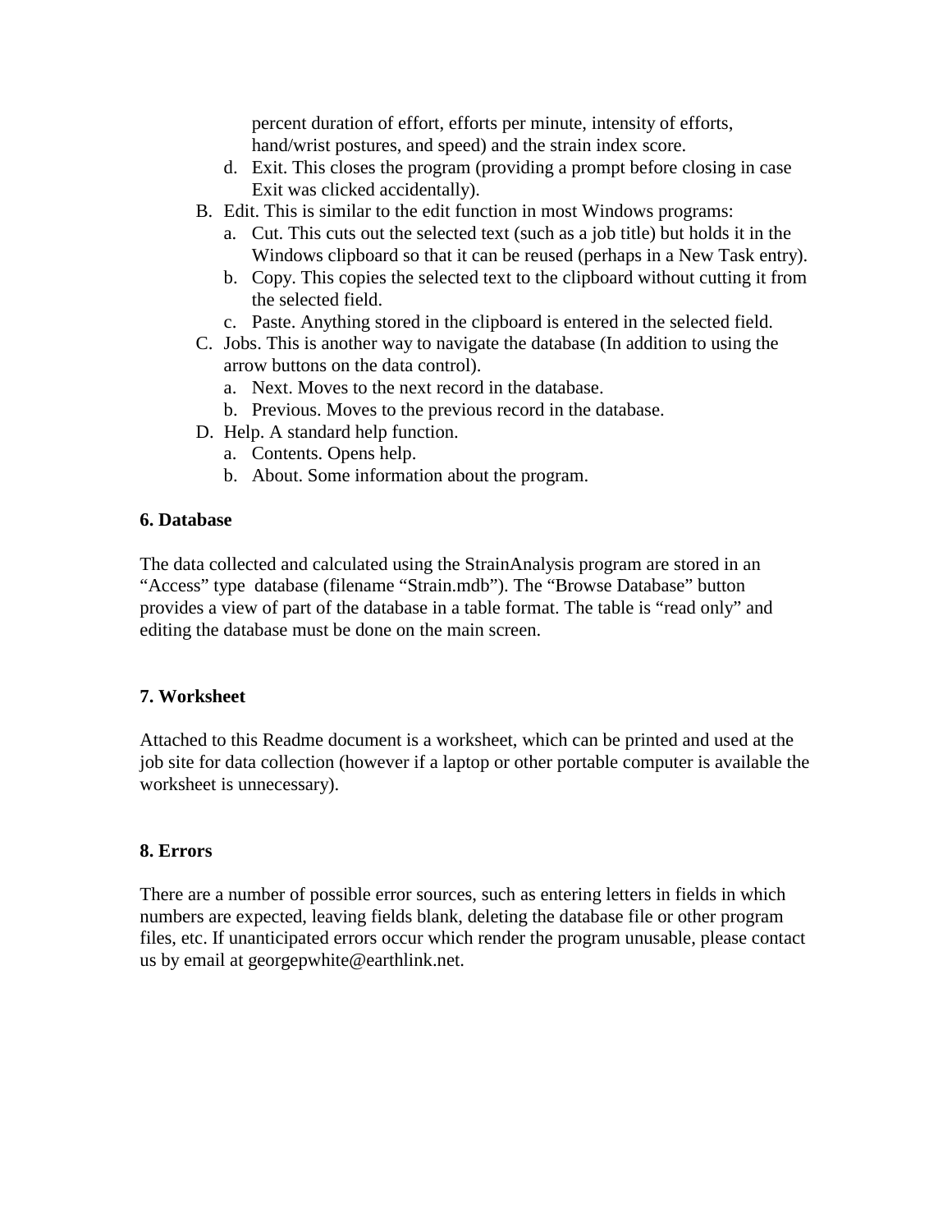percent duration of effort, efforts per minute, intensity of efforts, hand/wrist postures, and speed) and the strain index score.

   d. Exit. This closes the program (providing a prompt before closing in case Exit was clicked accidentally).

B. Edit. This is similar to the edit function in most Windows programs:
   a. Cut. This cuts out the selected text (such as a job title) but holds it in the Windows clipboard so that it can be reused (perhaps in a New Task entry).
   b. Copy. This copies the selected text to the clipboard without cutting it from the selected field.
   c. Paste. Anything stored in the clipboard is entered in the selected field.

C. Jobs. This is another way to navigate the database (In addition to using the arrow buttons on the data control).
   a. Next. Moves to the next record in the database.
   b. Previous. Moves to the previous record in the database.

D. Help. A standard help function.
   a. Contents. Opens help.
   b. About. Some information about the program.

**6. Database**

The data collected and calculated using the StrainAnalysis program are stored in an "Access" type database (filename "Strain.mdb"). The "Browse Database" button provides a view of part of the database in a table format. The table is "read only" and editing the database must be done on the main screen.

**7. Worksheet**

Attached to this Readme document is a worksheet, which can be printed and used at the job site for data collection (however if a laptop or other portable computer is available the worksheet is unnecessary).

**8. Errors**

There are a number of possible error sources, such as entering letters in fields in which numbers are expected, leaving fields blank, deleting the database file or other program files, etc. If unanticipated errors occur which render the program unusable, please contact us by email at georgepwhite@earthlink.net.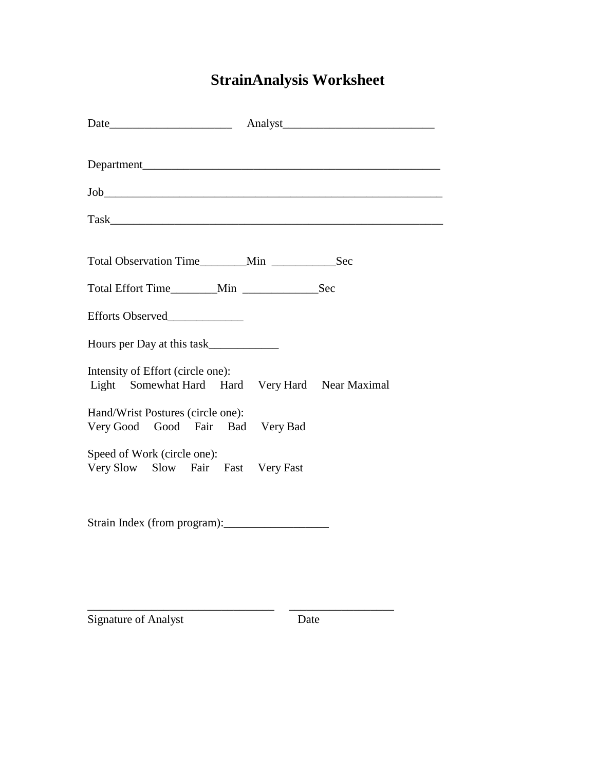# StrainAnalysis Worksheet

Date_____________________ Analyst__________________________

Department____________________________________________________

Job___________________________________________________________

Task__________________________________________________________

Total Observation Time________Min ___________Sec

Total Effort Time________Min _____________Sec

Efforts Observed_____________

Hours per Day at this task____________

Intensity of Effort (circle one):
Light Somewhat Hard Hard Very Hard Near Maximal

Hand/Wrist Postures (circle one):
Very Good Good Fair Bad Very Bad

Speed of Work (circle one):
Very Slow Slow Fair Fast Very Fast

Strain Index (from program):__________________

________________________________ __________________
Signature of Analyst Date